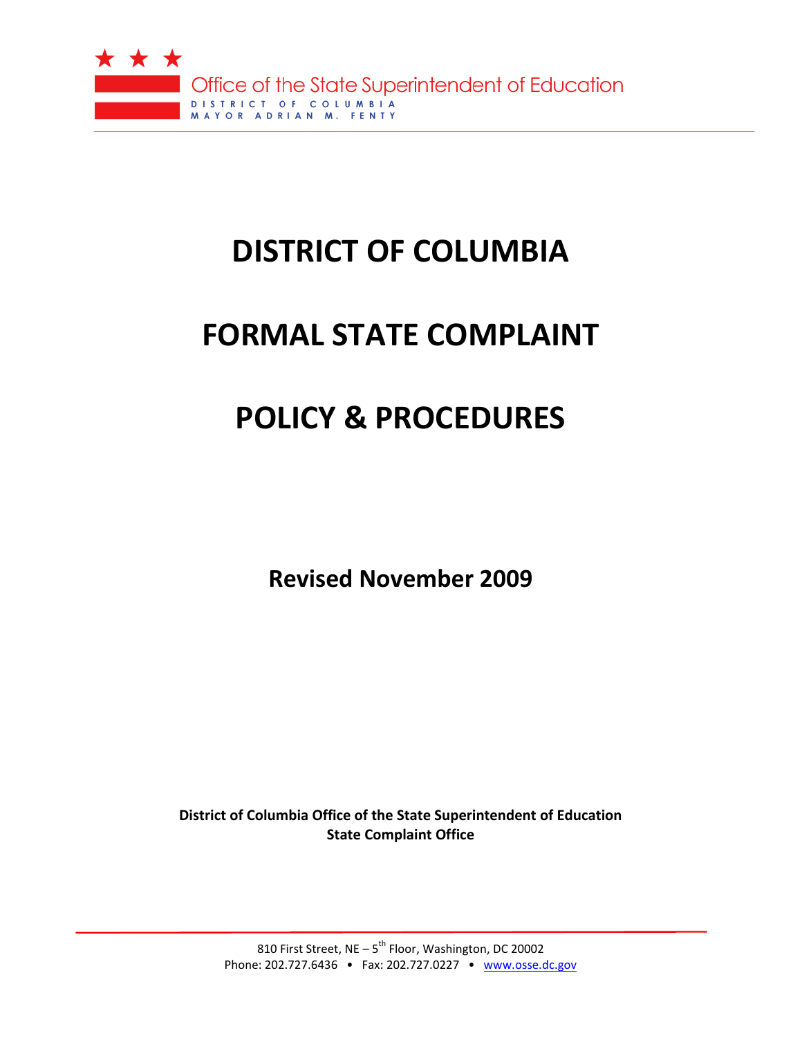Office of the State Superintendent of Education
DISTRICT OF COLUMBIA
MAYOR ADRIAN M. FENTY

# DISTRICT OF COLUMBIA

# FORMAL STATE COMPLAINT

# POLICY & PROCEDURES

**Revised November 2009**

**District of Columbia Office of the State Superintendent of Education**
**State Complaint Office**

810 First Street, NE – 5th Floor, Washington, DC 20002
Phone: 202.727.6436 • Fax: 202.727.0227 • www.osse.dc.gov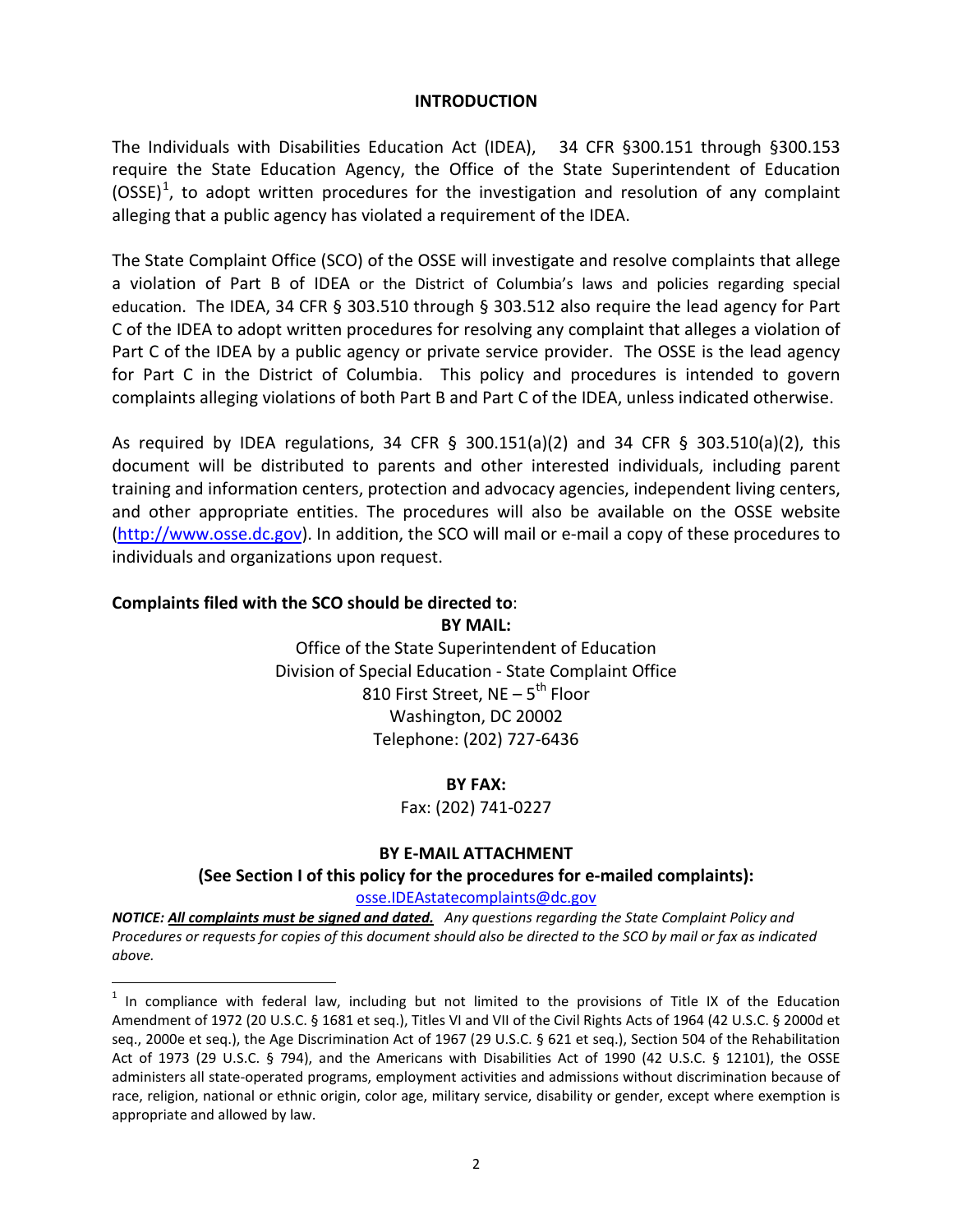## INTRODUCTION

The Individuals with Disabilities Education Act (IDEA), 34 CFR §300.151 through §300.153 require the State Education Agency, the Office of the State Superintendent of Education (OSSE)[1], to adopt written procedures for the investigation and resolution of any complaint alleging that a public agency has violated a requirement of the IDEA.

The State Complaint Office (SCO) of the OSSE will investigate and resolve complaints that allege a violation of Part B of IDEA or the District of Columbia's laws and policies regarding special education. The IDEA, 34 CFR § 303.510 through § 303.512 also require the lead agency for Part C of the IDEA to adopt written procedures for resolving any complaint that alleges a violation of Part C of the IDEA by a public agency or private service provider. The OSSE is the lead agency for Part C in the District of Columbia. This policy and procedures is intended to govern complaints alleging violations of both Part B and Part C of the IDEA, unless indicated otherwise.

As required by IDEA regulations, 34 CFR § 300.151(a)(2) and 34 CFR § 303.510(a)(2), this document will be distributed to parents and other interested individuals, including parent training and information centers, protection and advocacy agencies, independent living centers, and other appropriate entities. The procedures will also be available on the OSSE website (http://www.osse.dc.gov). In addition, the SCO will mail or e-mail a copy of these procedures to individuals and organizations upon request.

**Complaints filed with the SCO should be directed to**:

**BY MAIL:**

Office of the State Superintendent of Education
Division of Special Education - State Complaint Office
810 First Street, NE – 5th Floor
Washington, DC 20002
Telephone: (202) 727-6436

**BY FAX:**

Fax: (202) 741-0227

**BY E-MAIL ATTACHMENT**
**(See Section I of this policy for the procedures for e-mailed complaints):**

osse.IDEAstatecomplaints@dc.gov

***NOTICE: <u>All complaints must be signed and dated.</u>*** *Any questions regarding the State Complaint Policy and Procedures or requests for copies of this document should also be directed to the SCO by mail or fax as indicated above.*

---

[1] In compliance with federal law, including but not limited to the provisions of Title IX of the Education Amendment of 1972 (20 U.S.C. § 1681 et seq.), Titles VI and VII of the Civil Rights Acts of 1964 (42 U.S.C. § 2000d et seq., 2000e et seq.), the Age Discrimination Act of 1967 (29 U.S.C. § 621 et seq.), Section 504 of the Rehabilitation Act of 1973 (29 U.S.C. § 794), and the Americans with Disabilities Act of 1990 (42 U.S.C. § 12101), the OSSE administers all state-operated programs, employment activities and admissions without discrimination because of race, religion, national or ethnic origin, color age, military service, disability or gender, except where exemption is appropriate and allowed by law.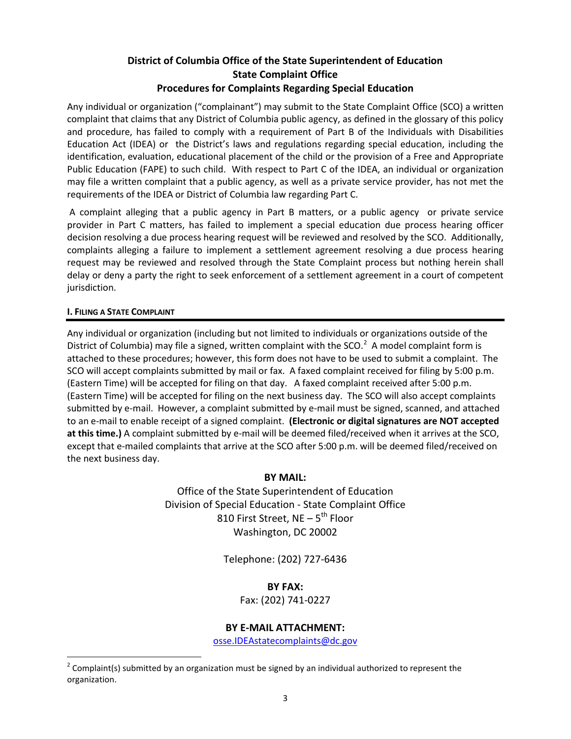**District of Columbia Office of the State Superintendent of Education**
**State Complaint Office**
**Procedures for Complaints Regarding Special Education**

Any individual or organization ("complainant") may submit to the State Complaint Office (SCO) a written complaint that claims that any District of Columbia public agency, as defined in the glossary of this policy and procedure, has failed to comply with a requirement of Part B of the Individuals with Disabilities Education Act (IDEA) or the District's laws and regulations regarding special education, including the identification, evaluation, educational placement of the child or the provision of a Free and Appropriate Public Education (FAPE) to such child. With respect to Part C of the IDEA, an individual or organization may file a written complaint that a public agency, as well as a private service provider, has not met the requirements of the IDEA or District of Columbia law regarding Part C.

A complaint alleging that a public agency in Part B matters, or a public agency or private service provider in Part C matters, has failed to implement a special education due process hearing officer decision resolving a due process hearing request will be reviewed and resolved by the SCO. Additionally, complaints alleging a failure to implement a settlement agreement resolving a due process hearing request may be reviewed and resolved through the State Complaint process but nothing herein shall delay or deny a party the right to seek enforcement of a settlement agreement in a court of competent jurisdiction.

## I. Filing a State Complaint

Any individual or organization (including but not limited to individuals or organizations outside of the District of Columbia) may file a signed, written complaint with the SCO.[2] A model complaint form is attached to these procedures; however, this form does not have to be used to submit a complaint. The SCO will accept complaints submitted by mail or fax. A faxed complaint received for filing by 5:00 p.m. (Eastern Time) will be accepted for filing on that day. A faxed complaint received after 5:00 p.m. (Eastern Time) will be accepted for filing on the next business day. The SCO will also accept complaints submitted by e-mail. However, a complaint submitted by e-mail must be signed, scanned, and attached to an e-mail to enable receipt of a signed complaint. **(Electronic or digital signatures are NOT accepted at this time.)** A complaint submitted by e-mail will be deemed filed/received when it arrives at the SCO, except that e-mailed complaints that arrive at the SCO after 5:00 p.m. will be deemed filed/received on the next business day.

**BY MAIL:**

Office of the State Superintendent of Education
Division of Special Education - State Complaint Office
810 First Street, NE – 5th Floor
Washington, DC 20002

Telephone: (202) 727-6436

**BY FAX:**

Fax: (202) 741-0227

**BY E-MAIL ATTACHMENT:**

osse.IDEAstatecomplaints@dc.gov

---

[2] Complaint(s) submitted by an organization must be signed by an individual authorized to represent the organization.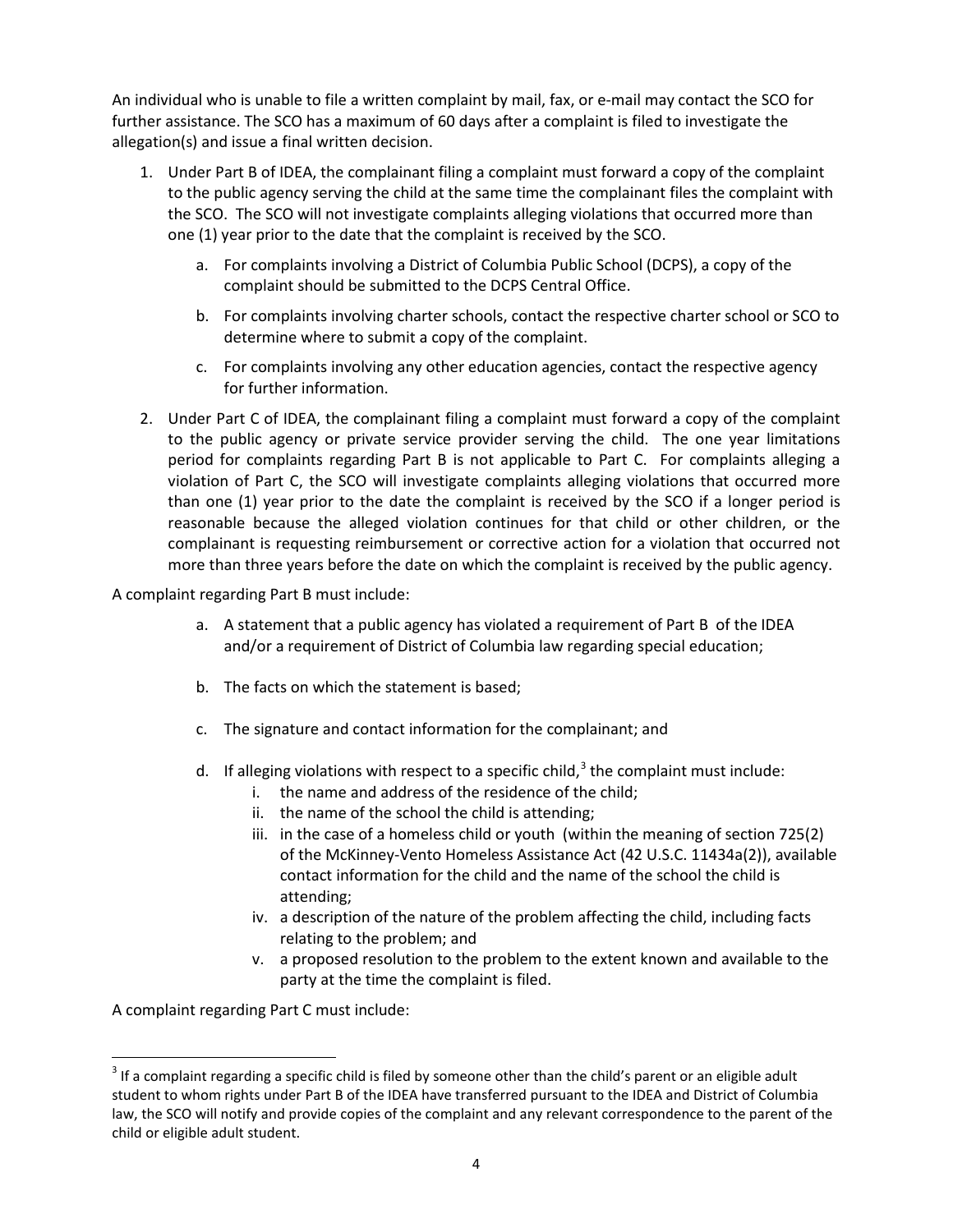An individual who is unable to file a written complaint by mail, fax, or e-mail may contact the SCO for further assistance. The SCO has a maximum of 60 days after a complaint is filed to investigate the allegation(s) and issue a final written decision.

1. Under Part B of IDEA, the complainant filing a complaint must forward a copy of the complaint to the public agency serving the child at the same time the complainant files the complaint with the SCO. The SCO will not investigate complaints alleging violations that occurred more than one (1) year prior to the date that the complaint is received by the SCO.
    a. For complaints involving a District of Columbia Public School (DCPS), a copy of the complaint should be submitted to the DCPS Central Office.
    b. For complaints involving charter schools, contact the respective charter school or SCO to determine where to submit a copy of the complaint.
    c. For complaints involving any other education agencies, contact the respective agency for further information.
2. Under Part C of IDEA, the complainant filing a complaint must forward a copy of the complaint to the public agency or private service provider serving the child. The one year limitations period for complaints regarding Part B is not applicable to Part C. For complaints alleging a violation of Part C, the SCO will investigate complaints alleging violations that occurred more than one (1) year prior to the date the complaint is received by the SCO if a longer period is reasonable because the alleged violation continues for that child or other children, or the complainant is requesting reimbursement or corrective action for a violation that occurred not more than three years before the date on which the complaint is received by the public agency.

A complaint regarding Part B must include:

a. A statement that a public agency has violated a requirement of Part B of the IDEA and/or a requirement of District of Columbia law regarding special education;
b. The facts on which the statement is based;
c. The signature and contact information for the complainant; and
d. If alleging violations with respect to a specific child,[3] the complaint must include:
    i. the name and address of the residence of the child;
    ii. the name of the school the child is attending;
    iii. in the case of a homeless child or youth (within the meaning of section 725(2) of the McKinney-Vento Homeless Assistance Act (42 U.S.C. 11434a(2)), available contact information for the child and the name of the school the child is attending;
    iv. a description of the nature of the problem affecting the child, including facts relating to the problem; and
    v. a proposed resolution to the problem to the extent known and available to the party at the time the complaint is filed.

A complaint regarding Part C must include:

[3] If a complaint regarding a specific child is filed by someone other than the child's parent or an eligible adult student to whom rights under Part B of the IDEA have transferred pursuant to the IDEA and District of Columbia law, the SCO will notify and provide copies of the complaint and any relevant correspondence to the parent of the child or eligible adult student.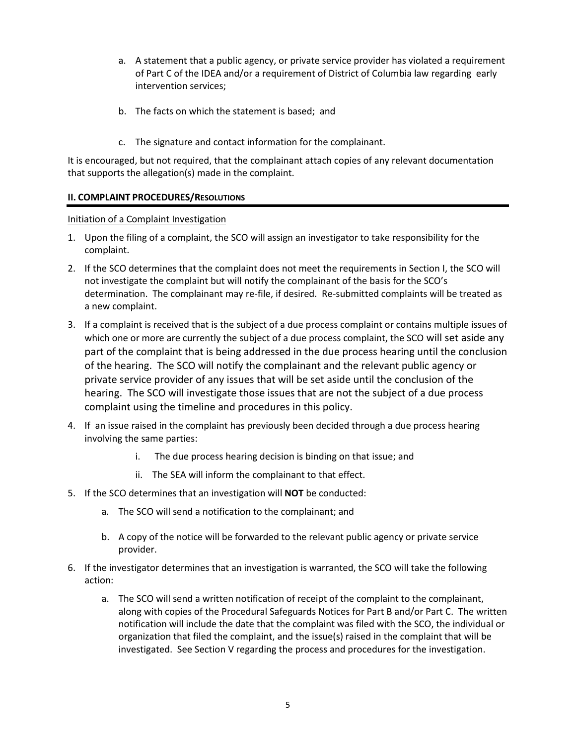a. A statement that a public agency, or private service provider has violated a requirement of Part C of the IDEA and/or a requirement of District of Columbia law regarding early intervention services;

b. The facts on which the statement is based; and

c. The signature and contact information for the complainant.

It is encouraged, but not required, that the complainant attach copies of any relevant documentation that supports the allegation(s) made in the complaint.

## II. COMPLAINT PROCEDURES/RESOLUTIONS

Initiation of a Complaint Investigation

1. Upon the filing of a complaint, the SCO will assign an investigator to take responsibility for the complaint.
2. If the SCO determines that the complaint does not meet the requirements in Section I, the SCO will not investigate the complaint but will notify the complainant of the basis for the SCO's determination. The complainant may re-file, if desired. Re-submitted complaints will be treated as a new complaint.
3. If a complaint is received that is the subject of a due process complaint or contains multiple issues of which one or more are currently the subject of a due process complaint, the SCO will set aside any part of the complaint that is being addressed in the due process hearing until the conclusion of the hearing. The SCO will notify the complainant and the relevant public agency or private service provider of any issues that will be set aside until the conclusion of the hearing. The SCO will investigate those issues that are not the subject of a due process complaint using the timeline and procedures in this policy.
4. If an issue raised in the complaint has previously been decided through a due process hearing involving the same parties:
   i. The due process hearing decision is binding on that issue; and
   ii. The SEA will inform the complainant to that effect.
5. If the SCO determines that an investigation will **NOT** be conducted:
   a. The SCO will send a notification to the complainant; and
   b. A copy of the notice will be forwarded to the relevant public agency or private service provider.
6. If the investigator determines that an investigation is warranted, the SCO will take the following action:
   a. The SCO will send a written notification of receipt of the complaint to the complainant, along with copies of the Procedural Safeguards Notices for Part B and/or Part C. The written notification will include the date that the complaint was filed with the SCO, the individual or organization that filed the complaint, and the issue(s) raised in the complaint that will be investigated. See Section V regarding the process and procedures for the investigation.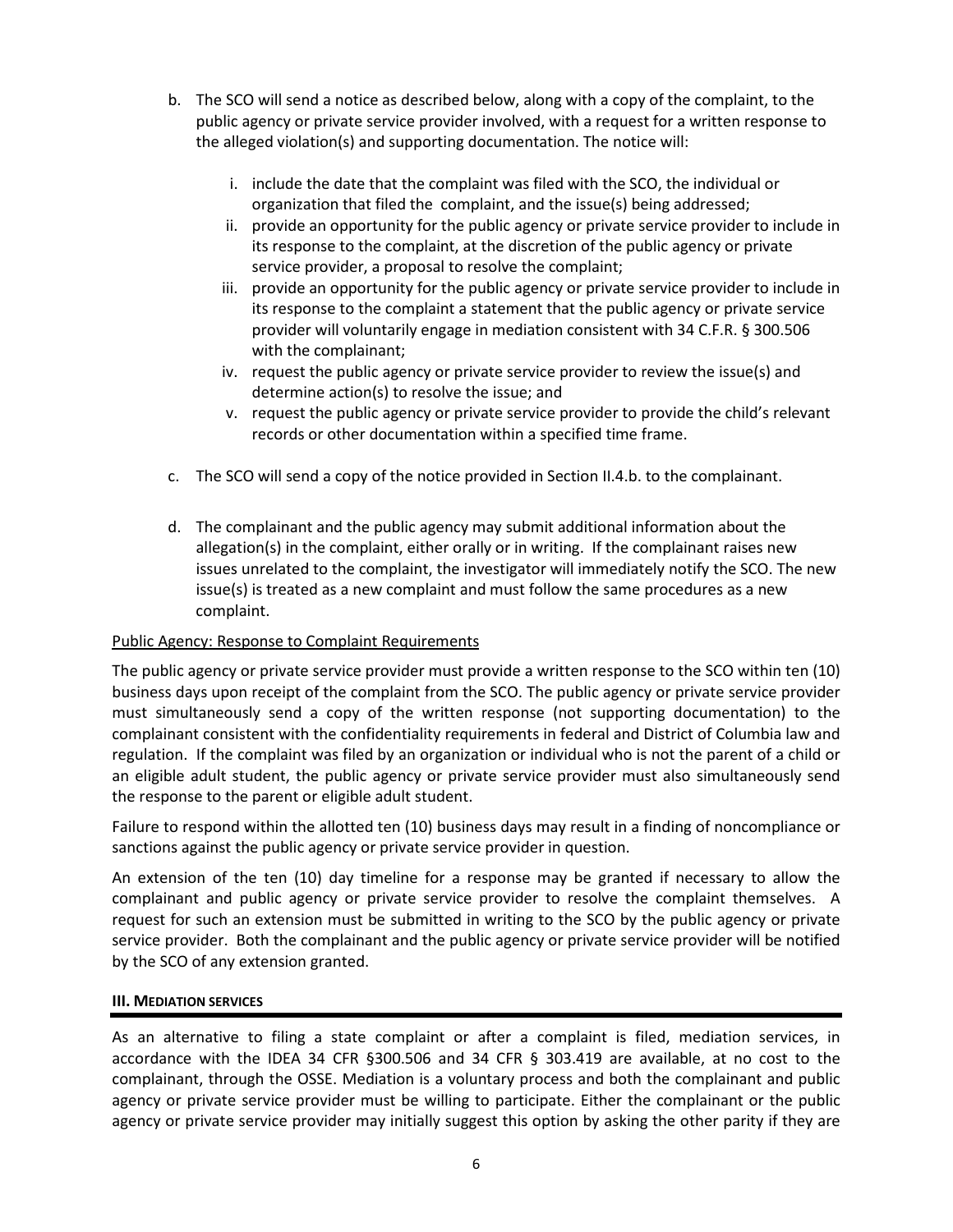b. The SCO will send a notice as described below, along with a copy of the complaint, to the public agency or private service provider involved, with a request for a written response to the alleged violation(s) and supporting documentation. The notice will:

   i. include the date that the complaint was filed with the SCO, the individual or organization that filed the complaint, and the issue(s) being addressed;
   ii. provide an opportunity for the public agency or private service provider to include in its response to the complaint, at the discretion of the public agency or private service provider, a proposal to resolve the complaint;
   iii. provide an opportunity for the public agency or private service provider to include in its response to the complaint a statement that the public agency or private service provider will voluntarily engage in mediation consistent with 34 C.F.R. § 300.506 with the complainant;
   iv. request the public agency or private service provider to review the issue(s) and determine action(s) to resolve the issue; and
   v. request the public agency or private service provider to provide the child's relevant records or other documentation within a specified time frame.

c. The SCO will send a copy of the notice provided in Section II.4.b. to the complainant.

d. The complainant and the public agency may submit additional information about the allegation(s) in the complaint, either orally or in writing. If the complainant raises new issues unrelated to the complaint, the investigator will immediately notify the SCO. The new issue(s) is treated as a new complaint and must follow the same procedures as a new complaint.

Public Agency: Response to Complaint Requirements

The public agency or private service provider must provide a written response to the SCO within ten (10) business days upon receipt of the complaint from the SCO. The public agency or private service provider must simultaneously send a copy of the written response (not supporting documentation) to the complainant consistent with the confidentiality requirements in federal and District of Columbia law and regulation. If the complaint was filed by an organization or individual who is not the parent of a child or an eligible adult student, the public agency or private service provider must also simultaneously send the response to the parent or eligible adult student.

Failure to respond within the allotted ten (10) business days may result in a finding of noncompliance or sanctions against the public agency or private service provider in question.

An extension of the ten (10) day timeline for a response may be granted if necessary to allow the complainant and public agency or private service provider to resolve the complaint themselves. A request for such an extension must be submitted in writing to the SCO by the public agency or private service provider. Both the complainant and the public agency or private service provider will be notified by the SCO of any extension granted.

## III. Mediation Services

As an alternative to filing a state complaint or after a complaint is filed, mediation services, in accordance with the IDEA 34 CFR §300.506 and 34 CFR § 303.419 are available, at no cost to the complainant, through the OSSE. Mediation is a voluntary process and both the complainant and public agency or private service provider must be willing to participate. Either the complainant or the public agency or private service provider may initially suggest this option by asking the other parity if they are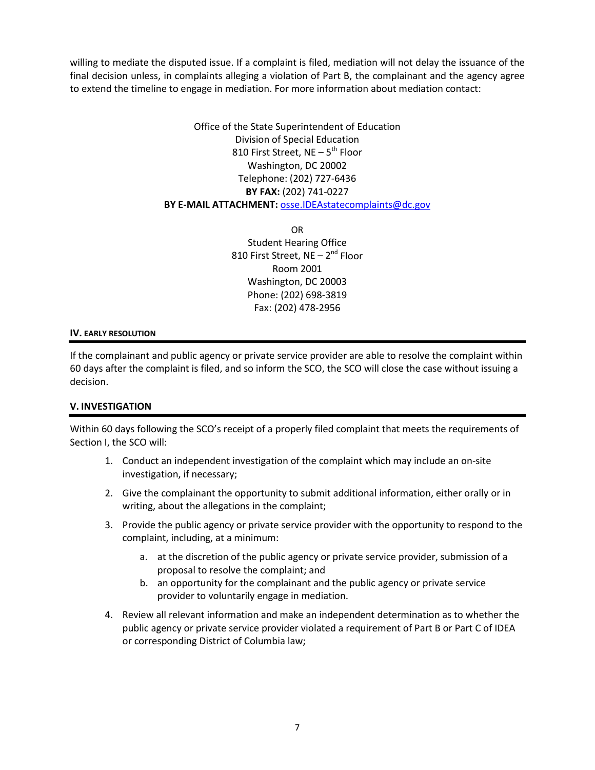willing to mediate the disputed issue. If a complaint is filed, mediation will not delay the issuance of the final decision unless, in complaints alleging a violation of Part B, the complainant and the agency agree to extend the timeline to engage in mediation. For more information about mediation contact:

Office of the State Superintendent of Education
Division of Special Education
810 First Street, NE – 5th Floor
Washington, DC 20002
Telephone: (202) 727-6436
**BY FAX:** (202) 741-0227
**BY E-MAIL ATTACHMENT:** osse.IDEAstatecomplaints@dc.gov

OR

Student Hearing Office
810 First Street, NE – 2nd Floor
Room 2001
Washington, DC 20003
Phone: (202) 698-3819
Fax: (202) 478-2956

## IV. EARLY RESOLUTION

If the complainant and public agency or private service provider are able to resolve the complaint within 60 days after the complaint is filed, and so inform the SCO, the SCO will close the case without issuing a decision.

## V. INVESTIGATION

Within 60 days following the SCO's receipt of a properly filed complaint that meets the requirements of Section I, the SCO will:

1. Conduct an independent investigation of the complaint which may include an on-site investigation, if necessary;
2. Give the complainant the opportunity to submit additional information, either orally or in writing, about the allegations in the complaint;
3. Provide the public agency or private service provider with the opportunity to respond to the complaint, including, at a minimum:
   a. at the discretion of the public agency or private service provider, submission of a proposal to resolve the complaint; and
   b. an opportunity for the complainant and the public agency or private service provider to voluntarily engage in mediation.
4. Review all relevant information and make an independent determination as to whether the public agency or private service provider violated a requirement of Part B or Part C of IDEA or corresponding District of Columbia law;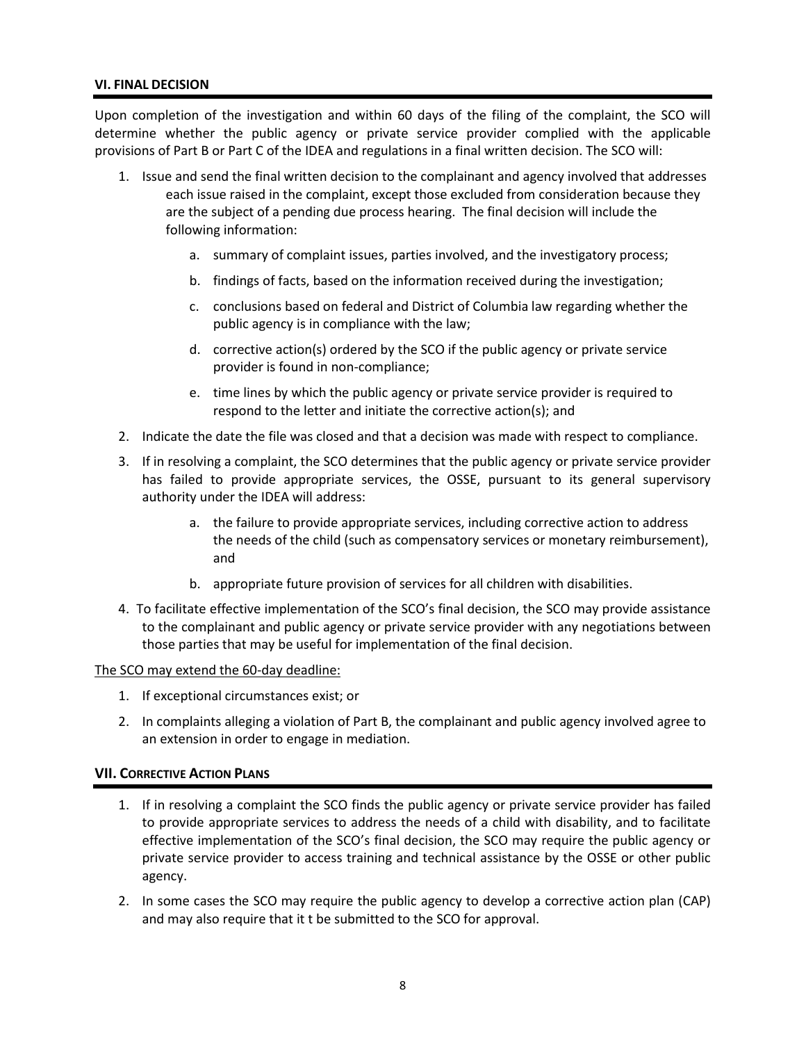## VI. FINAL DECISION

Upon completion of the investigation and within 60 days of the filing of the complaint, the SCO will determine whether the public agency or private service provider complied with the applicable provisions of Part B or Part C of the IDEA and regulations in a final written decision. The SCO will:

1. Issue and send the final written decision to the complainant and agency involved that addresses each issue raised in the complaint, except those excluded from consideration because they are the subject of a pending due process hearing. The final decision will include the following information:
   a. summary of complaint issues, parties involved, and the investigatory process;
   b. findings of facts, based on the information received during the investigation;
   c. conclusions based on federal and District of Columbia law regarding whether the public agency is in compliance with the law;
   d. corrective action(s) ordered by the SCO if the public agency or private service provider is found in non-compliance;
   e. time lines by which the public agency or private service provider is required to respond to the letter and initiate the corrective action(s); and
2. Indicate the date the file was closed and that a decision was made with respect to compliance.
3. If in resolving a complaint, the SCO determines that the public agency or private service provider has failed to provide appropriate services, the OSSE, pursuant to its general supervisory authority under the IDEA will address:
   a. the failure to provide appropriate services, including corrective action to address the needs of the child (such as compensatory services or monetary reimbursement), and
   b. appropriate future provision of services for all children with disabilities.
4. To facilitate effective implementation of the SCO's final decision, the SCO may provide assistance to the complainant and public agency or private service provider with any negotiations between those parties that may be useful for implementation of the final decision.

<u>The SCO may extend the 60-day deadline:</u>

1. If exceptional circumstances exist; or
2. In complaints alleging a violation of Part B, the complainant and public agency involved agree to an extension in order to engage in mediation.

## VII. CORRECTIVE ACTION PLANS

1. If in resolving a complaint the SCO finds the public agency or private service provider has failed to provide appropriate services to address the needs of a child with disability, and to facilitate effective implementation of the SCO's final decision, the SCO may require the public agency or private service provider to access training and technical assistance by the OSSE or other public agency.
2. In some cases the SCO may require the public agency to develop a corrective action plan (CAP) and may also require that it t be submitted to the SCO for approval.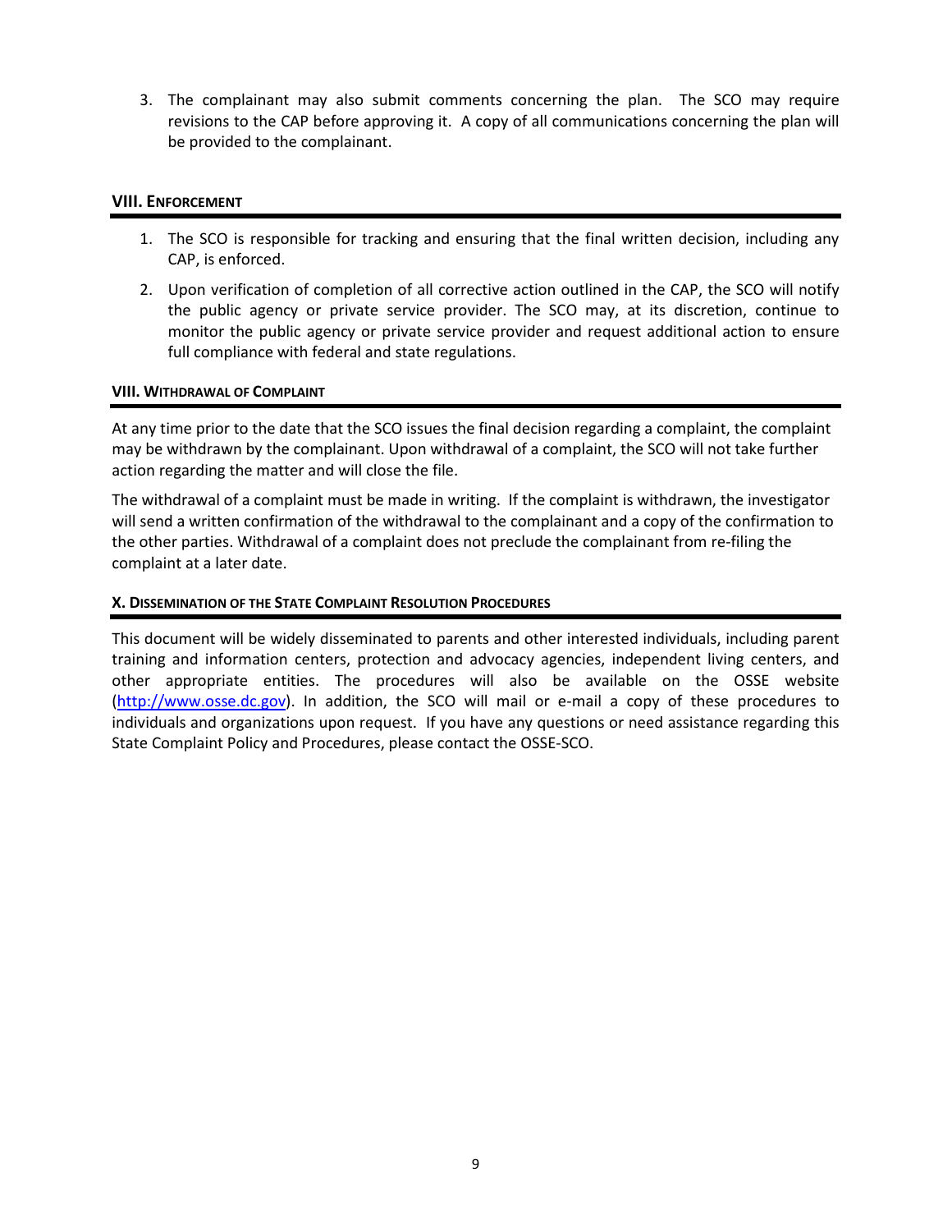3. The complainant may also submit comments concerning the plan. The SCO may require revisions to the CAP before approving it. A copy of all communications concerning the plan will be provided to the complainant.

## VIII. Enforcement

1. The SCO is responsible for tracking and ensuring that the final written decision, including any CAP, is enforced.
2. Upon verification of completion of all corrective action outlined in the CAP, the SCO will notify the public agency or private service provider. The SCO may, at its discretion, continue to monitor the public agency or private service provider and request additional action to ensure full compliance with federal and state regulations.

### VIII. Withdrawal of Complaint

At any time prior to the date that the SCO issues the final decision regarding a complaint, the complaint may be withdrawn by the complainant. Upon withdrawal of a complaint, the SCO will not take further action regarding the matter and will close the file.

The withdrawal of a complaint must be made in writing. If the complaint is withdrawn, the investigator will send a written confirmation of the withdrawal to the complainant and a copy of the confirmation to the other parties. Withdrawal of a complaint does not preclude the complainant from re-filing the complaint at a later date.

### X. Dissemination of the State Complaint Resolution Procedures

This document will be widely disseminated to parents and other interested individuals, including parent training and information centers, protection and advocacy agencies, independent living centers, and other appropriate entities. The procedures will also be available on the OSSE website (http://www.osse.dc.gov). In addition, the SCO will mail or e-mail a copy of these procedures to individuals and organizations upon request. If you have any questions or need assistance regarding this State Complaint Policy and Procedures, please contact the OSSE-SCO.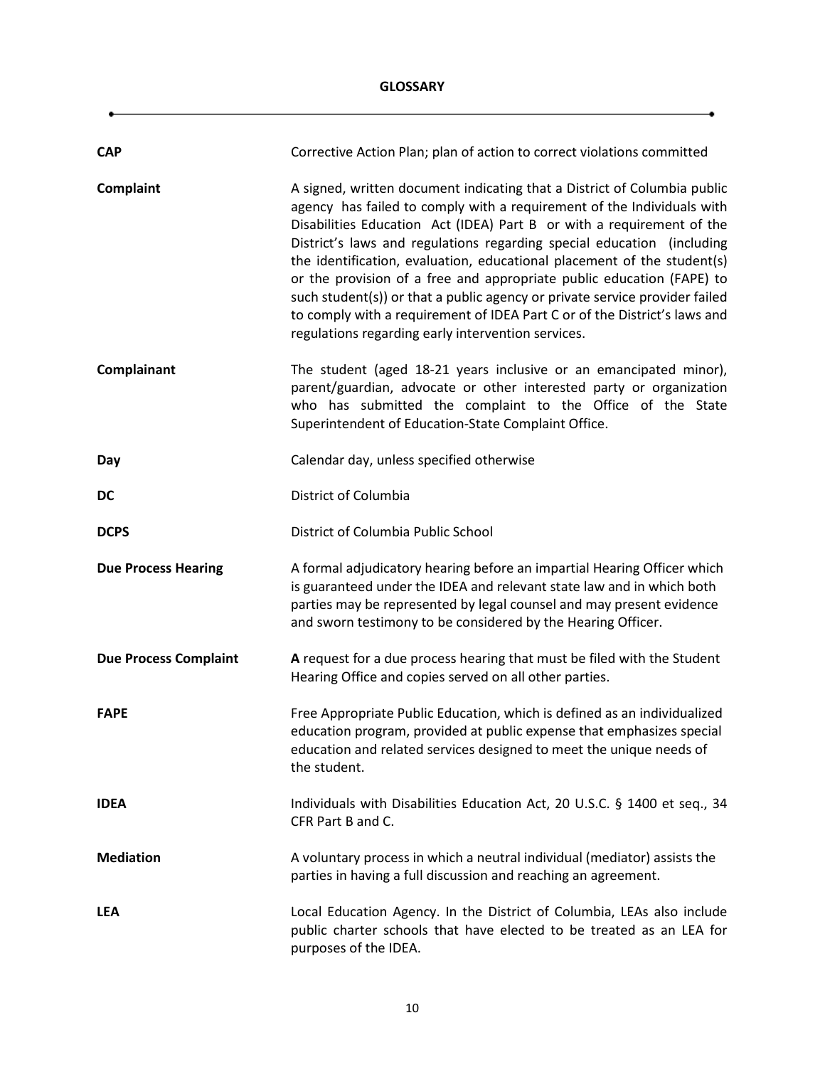# GLOSSARY

| | |
|---|---|
| **CAP** | Corrective Action Plan; plan of action to correct violations committed |
| **Complaint** | A signed, written document indicating that a District of Columbia public agency has failed to comply with a requirement of the Individuals with Disabilities Education Act (IDEA) Part B or with a requirement of the District's laws and regulations regarding special education (including the identification, evaluation, educational placement of the student(s) or the provision of a free and appropriate public education (FAPE) to such student(s)) or that a public agency or private service provider failed to comply with a requirement of IDEA Part C or of the District's laws and regulations regarding early intervention services. |
| **Complainant** | The student (aged 18-21 years inclusive or an emancipated minor), parent/guardian, advocate or other interested party or organization who has submitted the complaint to the Office of the State Superintendent of Education-State Complaint Office. |
| **Day** | Calendar day, unless specified otherwise |
| **DC** | District of Columbia |
| **DCPS** | District of Columbia Public School |
| **Due Process Hearing** | A formal adjudicatory hearing before an impartial Hearing Officer which is guaranteed under the IDEA and relevant state law and in which both parties may be represented by legal counsel and may present evidence and sworn testimony to be considered by the Hearing Officer. |
| **Due Process Complaint** | **A** request for a due process hearing that must be filed with the Student Hearing Office and copies served on all other parties. |
| **FAPE** | Free Appropriate Public Education, which is defined as an individualized education program, provided at public expense that emphasizes special education and related services designed to meet the unique needs of the student. |
| **IDEA** | Individuals with Disabilities Education Act, 20 U.S.C. § 1400 et seq., 34 CFR Part B and C. |
| **Mediation** | A voluntary process in which a neutral individual (mediator) assists the parties in having a full discussion and reaching an agreement. |
| **LEA** | Local Education Agency. In the District of Columbia, LEAs also include public charter schools that have elected to be treated as an LEA for purposes of the IDEA. |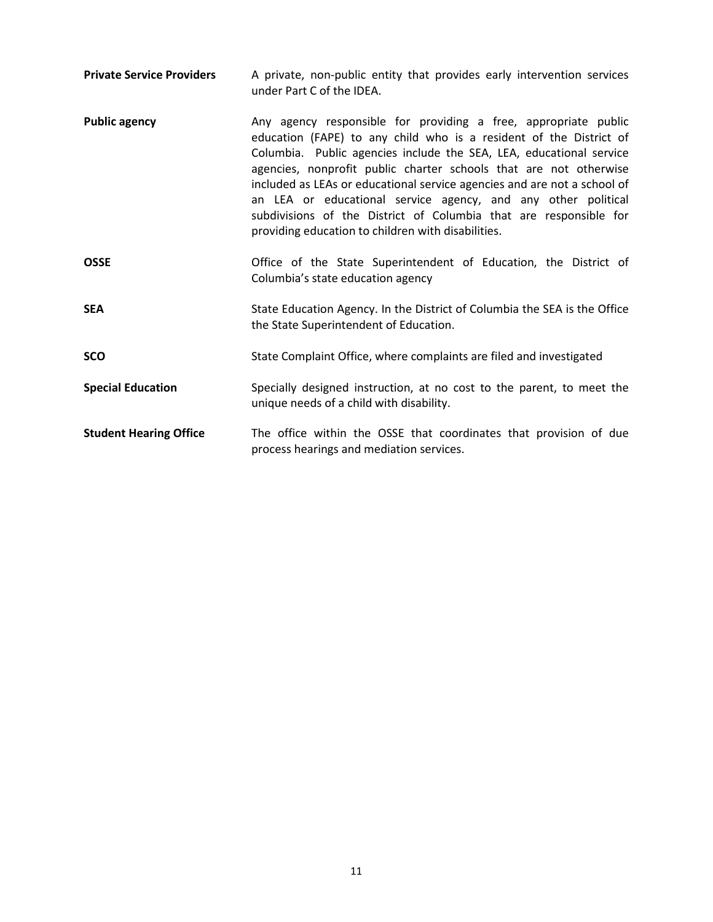| | |
|---|---|
| **Private Service Providers** | A private, non-public entity that provides early intervention services under Part C of the IDEA. |
| **Public agency** | Any agency responsible for providing a free, appropriate public education (FAPE) to any child who is a resident of the District of Columbia. Public agencies include the SEA, LEA, educational service agencies, nonprofit public charter schools that are not otherwise included as LEAs or educational service agencies and are not a school of an LEA or educational service agency, and any other political subdivisions of the District of Columbia that are responsible for providing education to children with disabilities. |
| **OSSE** | Office of the State Superintendent of Education, the District of Columbia's state education agency |
| **SEA** | State Education Agency. In the District of Columbia the SEA is the Office the State Superintendent of Education. |
| **SCO** | State Complaint Office, where complaints are filed and investigated |
| **Special Education** | Specially designed instruction, at no cost to the parent, to meet the unique needs of a child with disability. |
| **Student Hearing Office** | The office within the OSSE that coordinates that provision of due process hearings and mediation services. |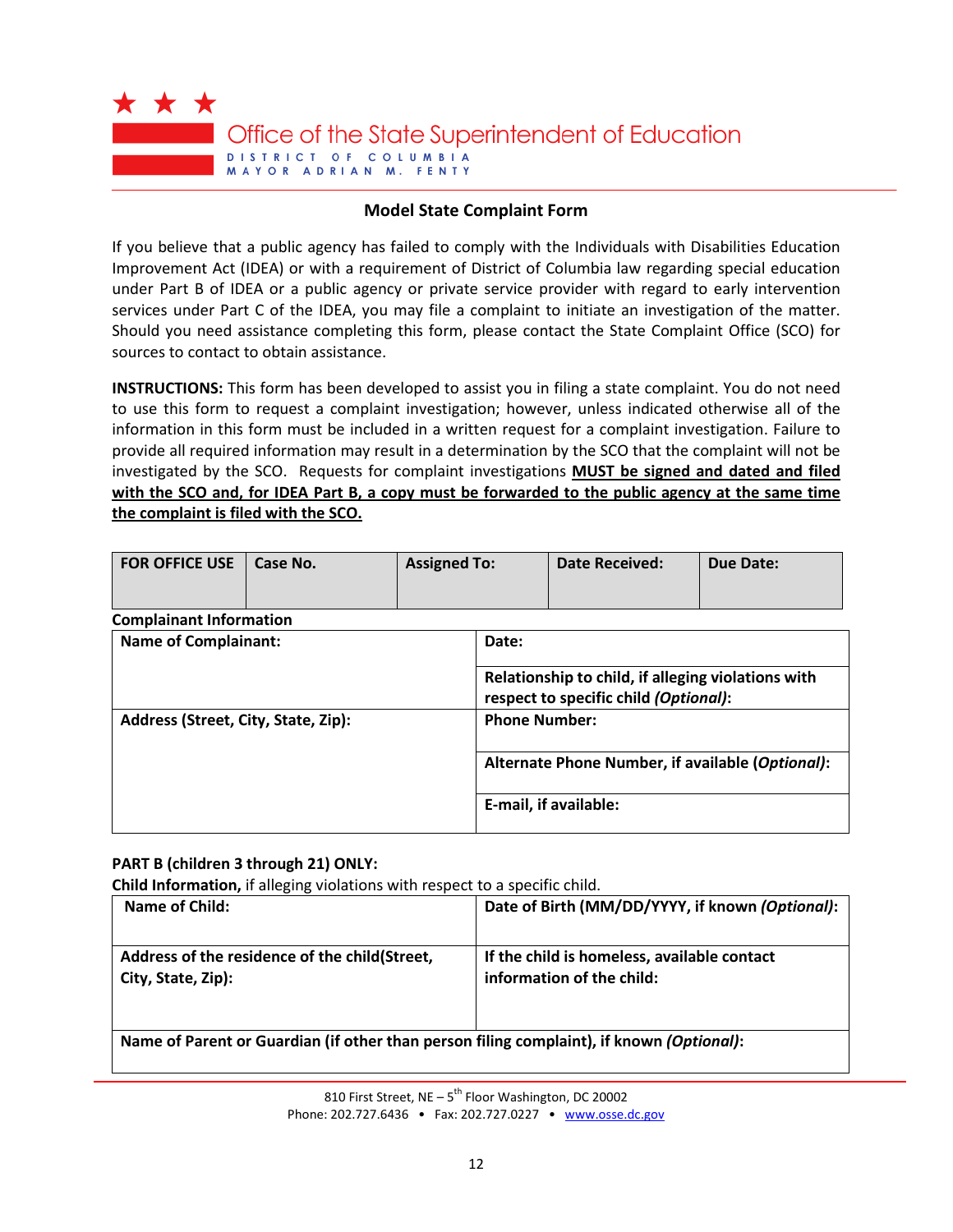Office of the State Superintendent of Education
DISTRICT OF COLUMBIA
MAYOR ADRIAN M. FENTY

## Model State Complaint Form

If you believe that a public agency has failed to comply with the Individuals with Disabilities Education Improvement Act (IDEA) or with a requirement of District of Columbia law regarding special education under Part B of IDEA or a public agency or private service provider with regard to early intervention services under Part C of the IDEA, you may file a complaint to initiate an investigation of the matter. Should you need assistance completing this form, please contact the State Complaint Office (SCO) for sources to contact to obtain assistance.

**INSTRUCTIONS:** This form has been developed to assist you in filing a state complaint. You do not need to use this form to request a complaint investigation; however, unless indicated otherwise all of the information in this form must be included in a written request for a complaint investigation. Failure to provide all required information may result in a determination by the SCO that the complaint will not be investigated by the SCO. Requests for complaint investigations **MUST be signed and dated and filed with the SCO and, for IDEA Part B, a copy must be forwarded to the public agency at the same time the complaint is filed with the SCO.**

| FOR OFFICE USE | Case No. | Assigned To: | Date Received: | Due Date: |
|---|---|---|---|---|
| | | | | |

**Complainant Information**

| Name of Complainant: | Date: |
|---|---|
| | Relationship to child, if alleging violations with respect to specific child *(Optional)*: |
| Address (Street, City, State, Zip): | Phone Number: |
| | Alternate Phone Number, if available (*Optional*): |
| | E-mail, if available: |

**PART B (children 3 through 21) ONLY:**

**Child Information,** if alleging violations with respect to a specific child.

| Name of Child: | Date of Birth (MM/DD/YYYY, if known *(Optional)*: |
|---|---|
| Address of the residence of the child(Street, City, State, Zip): | If the child is homeless, available contact information of the child: |
| Name of Parent or Guardian (if other than person filing complaint), if known *(Optional)*: | |

810 First Street, NE – 5th Floor Washington, DC 20002
Phone: 202.727.6436 • Fax: 202.727.0227 • www.osse.dc.gov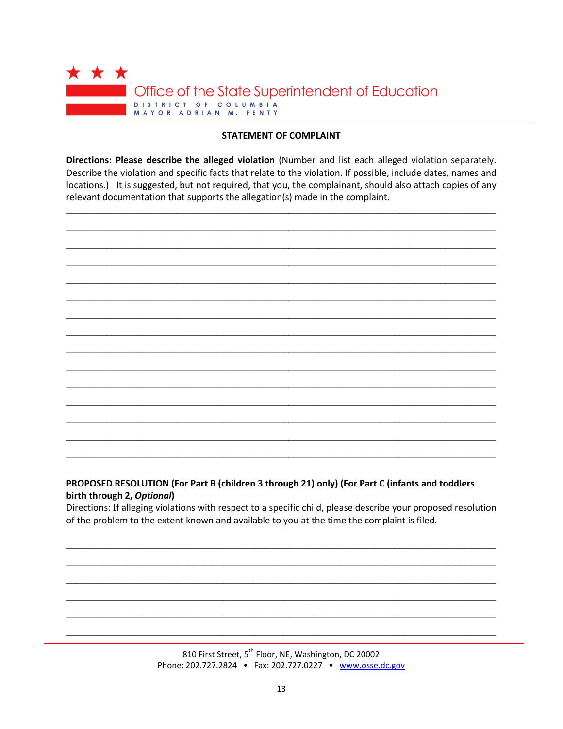Office of the State Superintendent of Education
DISTRICT OF COLUMBIA
MAYOR ADRIAN M. FENTY

## STATEMENT OF COMPLAINT

**Directions: Please describe the alleged violation** (Number and list each alleged violation separately. Describe the violation and specific facts that relate to the violation. If possible, include dates, names and locations.) It is suggested, but not required, that you, the complainant, should also attach copies of any relevant documentation that supports the allegation(s) made in the complaint.

\_\_\_\_\_\_\_\_\_\_\_\_\_\_\_\_\_\_\_\_\_\_\_\_\_\_\_\_\_\_\_\_\_\_\_\_\_\_\_\_\_\_\_\_\_\_\_\_\_\_\_\_\_\_\_\_\_\_\_\_\_\_\_\_\_\_\_\_\_\_\_\_\_\_\_\_\_\_

\_\_\_\_\_\_\_\_\_\_\_\_\_\_\_\_\_\_\_\_\_\_\_\_\_\_\_\_\_\_\_\_\_\_\_\_\_\_\_\_\_\_\_\_\_\_\_\_\_\_\_\_\_\_\_\_\_\_\_\_\_\_\_\_\_\_\_\_\_\_\_\_\_\_\_\_\_\_

\_\_\_\_\_\_\_\_\_\_\_\_\_\_\_\_\_\_\_\_\_\_\_\_\_\_\_\_\_\_\_\_\_\_\_\_\_\_\_\_\_\_\_\_\_\_\_\_\_\_\_\_\_\_\_\_\_\_\_\_\_\_\_\_\_\_\_\_\_\_\_\_\_\_\_\_\_\_

\_\_\_\_\_\_\_\_\_\_\_\_\_\_\_\_\_\_\_\_\_\_\_\_\_\_\_\_\_\_\_\_\_\_\_\_\_\_\_\_\_\_\_\_\_\_\_\_\_\_\_\_\_\_\_\_\_\_\_\_\_\_\_\_\_\_\_\_\_\_\_\_\_\_\_\_\_\_

\_\_\_\_\_\_\_\_\_\_\_\_\_\_\_\_\_\_\_\_\_\_\_\_\_\_\_\_\_\_\_\_\_\_\_\_\_\_\_\_\_\_\_\_\_\_\_\_\_\_\_\_\_\_\_\_\_\_\_\_\_\_\_\_\_\_\_\_\_\_\_\_\_\_\_\_\_\_

\_\_\_\_\_\_\_\_\_\_\_\_\_\_\_\_\_\_\_\_\_\_\_\_\_\_\_\_\_\_\_\_\_\_\_\_\_\_\_\_\_\_\_\_\_\_\_\_\_\_\_\_\_\_\_\_\_\_\_\_\_\_\_\_\_\_\_\_\_\_\_\_\_\_\_\_\_\_

\_\_\_\_\_\_\_\_\_\_\_\_\_\_\_\_\_\_\_\_\_\_\_\_\_\_\_\_\_\_\_\_\_\_\_\_\_\_\_\_\_\_\_\_\_\_\_\_\_\_\_\_\_\_\_\_\_\_\_\_\_\_\_\_\_\_\_\_\_\_\_\_\_\_\_\_\_\_

\_\_\_\_\_\_\_\_\_\_\_\_\_\_\_\_\_\_\_\_\_\_\_\_\_\_\_\_\_\_\_\_\_\_\_\_\_\_\_\_\_\_\_\_\_\_\_\_\_\_\_\_\_\_\_\_\_\_\_\_\_\_\_\_\_\_\_\_\_\_\_\_\_\_\_\_\_\_

\_\_\_\_\_\_\_\_\_\_\_\_\_\_\_\_\_\_\_\_\_\_\_\_\_\_\_\_\_\_\_\_\_\_\_\_\_\_\_\_\_\_\_\_\_\_\_\_\_\_\_\_\_\_\_\_\_\_\_\_\_\_\_\_\_\_\_\_\_\_\_\_\_\_\_\_\_\_

\_\_\_\_\_\_\_\_\_\_\_\_\_\_\_\_\_\_\_\_\_\_\_\_\_\_\_\_\_\_\_\_\_\_\_\_\_\_\_\_\_\_\_\_\_\_\_\_\_\_\_\_\_\_\_\_\_\_\_\_\_\_\_\_\_\_\_\_\_\_\_\_\_\_\_\_\_\_

\_\_\_\_\_\_\_\_\_\_\_\_\_\_\_\_\_\_\_\_\_\_\_\_\_\_\_\_\_\_\_\_\_\_\_\_\_\_\_\_\_\_\_\_\_\_\_\_\_\_\_\_\_\_\_\_\_\_\_\_\_\_\_\_\_\_\_\_\_\_\_\_\_\_\_\_\_\_

\_\_\_\_\_\_\_\_\_\_\_\_\_\_\_\_\_\_\_\_\_\_\_\_\_\_\_\_\_\_\_\_\_\_\_\_\_\_\_\_\_\_\_\_\_\_\_\_\_\_\_\_\_\_\_\_\_\_\_\_\_\_\_\_\_\_\_\_\_\_\_\_\_\_\_\_\_\_

\_\_\_\_\_\_\_\_\_\_\_\_\_\_\_\_\_\_\_\_\_\_\_\_\_\_\_\_\_\_\_\_\_\_\_\_\_\_\_\_\_\_\_\_\_\_\_\_\_\_\_\_\_\_\_\_\_\_\_\_\_\_\_\_\_\_\_\_\_\_\_\_\_\_\_\_\_\_

\_\_\_\_\_\_\_\_\_\_\_\_\_\_\_\_\_\_\_\_\_\_\_\_\_\_\_\_\_\_\_\_\_\_\_\_\_\_\_\_\_\_\_\_\_\_\_\_\_\_\_\_\_\_\_\_\_\_\_\_\_\_\_\_\_\_\_\_\_\_\_\_\_\_\_\_\_\_

\_\_\_\_\_\_\_\_\_\_\_\_\_\_\_\_\_\_\_\_\_\_\_\_\_\_\_\_\_\_\_\_\_\_\_\_\_\_\_\_\_\_\_\_\_\_\_\_\_\_\_\_\_\_\_\_\_\_\_\_\_\_\_\_\_\_\_\_\_\_\_\_\_\_\_\_\_\_

**PROPOSED RESOLUTION (For Part B (children 3 through 21) only) (For Part C (infants and toddlers birth through 2, *Optional*)**

Directions: If alleging violations with respect to a specific child, please describe your proposed resolution of the problem to the extent known and available to you at the time the complaint is filed.

\_\_\_\_\_\_\_\_\_\_\_\_\_\_\_\_\_\_\_\_\_\_\_\_\_\_\_\_\_\_\_\_\_\_\_\_\_\_\_\_\_\_\_\_\_\_\_\_\_\_\_\_\_\_\_\_\_\_\_\_\_\_\_\_\_\_\_\_\_\_\_\_\_\_\_\_\_\_

\_\_\_\_\_\_\_\_\_\_\_\_\_\_\_\_\_\_\_\_\_\_\_\_\_\_\_\_\_\_\_\_\_\_\_\_\_\_\_\_\_\_\_\_\_\_\_\_\_\_\_\_\_\_\_\_\_\_\_\_\_\_\_\_\_\_\_\_\_\_\_\_\_\_\_\_\_\_

\_\_\_\_\_\_\_\_\_\_\_\_\_\_\_\_\_\_\_\_\_\_\_\_\_\_\_\_\_\_\_\_\_\_\_\_\_\_\_\_\_\_\_\_\_\_\_\_\_\_\_\_\_\_\_\_\_\_\_\_\_\_\_\_\_\_\_\_\_\_\_\_\_\_\_\_\_\_

\_\_\_\_\_\_\_\_\_\_\_\_\_\_\_\_\_\_\_\_\_\_\_\_\_\_\_\_\_\_\_\_\_\_\_\_\_\_\_\_\_\_\_\_\_\_\_\_\_\_\_\_\_\_\_\_\_\_\_\_\_\_\_\_\_\_\_\_\_\_\_\_\_\_\_\_\_\_

\_\_\_\_\_\_\_\_\_\_\_\_\_\_\_\_\_\_\_\_\_\_\_\_\_\_\_\_\_\_\_\_\_\_\_\_\_\_\_\_\_\_\_\_\_\_\_\_\_\_\_\_\_\_\_\_\_\_\_\_\_\_\_\_\_\_\_\_\_\_\_\_\_\_\_\_\_\_

\_\_\_\_\_\_\_\_\_\_\_\_\_\_\_\_\_\_\_\_\_\_\_\_\_\_\_\_\_\_\_\_\_\_\_\_\_\_\_\_\_\_\_\_\_\_\_\_\_\_\_\_\_\_\_\_\_\_\_\_\_\_\_\_\_\_\_\_\_\_\_\_\_\_\_\_\_\_

810 First Street, 5th Floor, NE, Washington, DC 20002
Phone: 202.727.2824 • Fax: 202.727.0227 • www.osse.dc.gov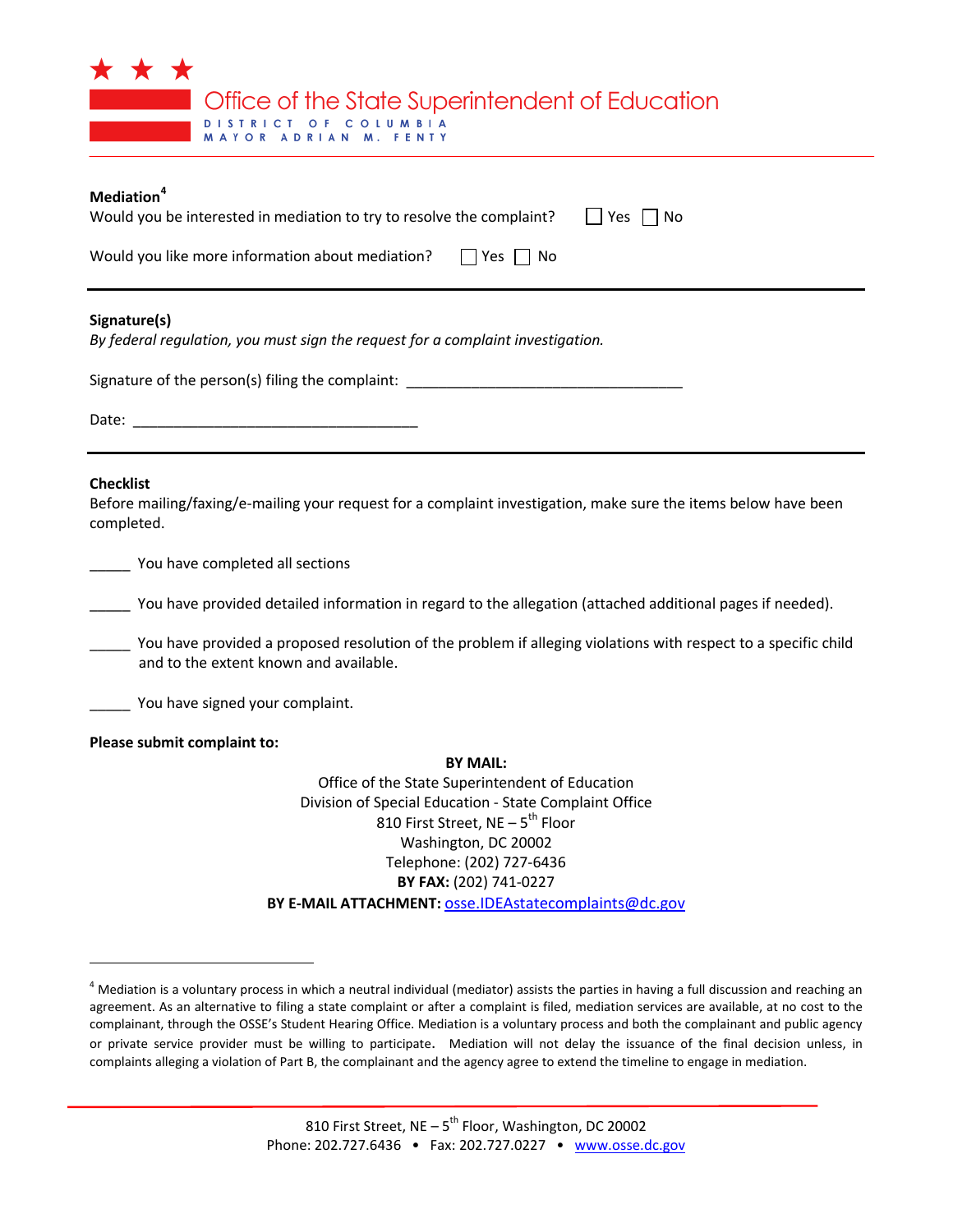**Mediation**[4]

Would you be interested in mediation to try to resolve the complaint? ☐ Yes ☐ No

Would you like more information about mediation? ☐ Yes ☐ No

---

**Signature(s)**

*By federal regulation, you must sign the request for a complaint investigation.*

Signature of the person(s) filing the complaint: ___________________________________

Date: ____________________________________

---

**Checklist**

Before mailing/faxing/e-mailing your request for a complaint investigation, make sure the items below have been completed.

_____ You have completed all sections

_____ You have provided detailed information in regard to the allegation (attached additional pages if needed).

_____ You have provided a proposed resolution of the problem if alleging violations with respect to a specific child and to the extent known and available.

_____ You have signed your complaint.

**Please submit complaint to:**

**BY MAIL:**
Office of the State Superintendent of Education
Division of Special Education - State Complaint Office
810 First Street, NE – 5th Floor
Washington, DC 20002
Telephone: (202) 727-6436
**BY FAX:** (202) 741-0227
**BY E-MAIL ATTACHMENT:** osse.IDEAstatecomplaints@dc.gov

---

[4] Mediation is a voluntary process in which a neutral individual (mediator) assists the parties in having a full discussion and reaching an agreement. As an alternative to filing a state complaint or after a complaint is filed, mediation services are available, at no cost to the complainant, through the OSSE's Student Hearing Office. Mediation is a voluntary process and both the complainant and public agency or private service provider must be willing to participate. Mediation will not delay the issuance of the final decision unless, in complaints alleging a violation of Part B, the complainant and the agency agree to extend the timeline to engage in mediation.